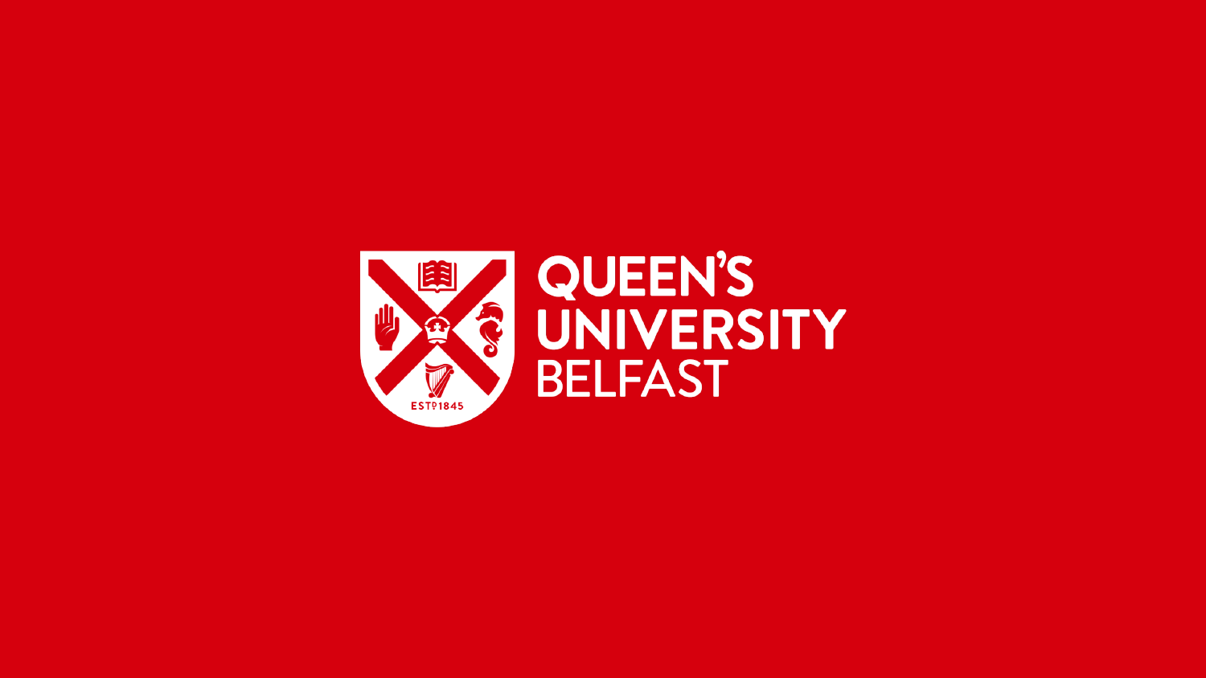ESTD 1845

QUEEN'S
UNIVERSITY
BELFAST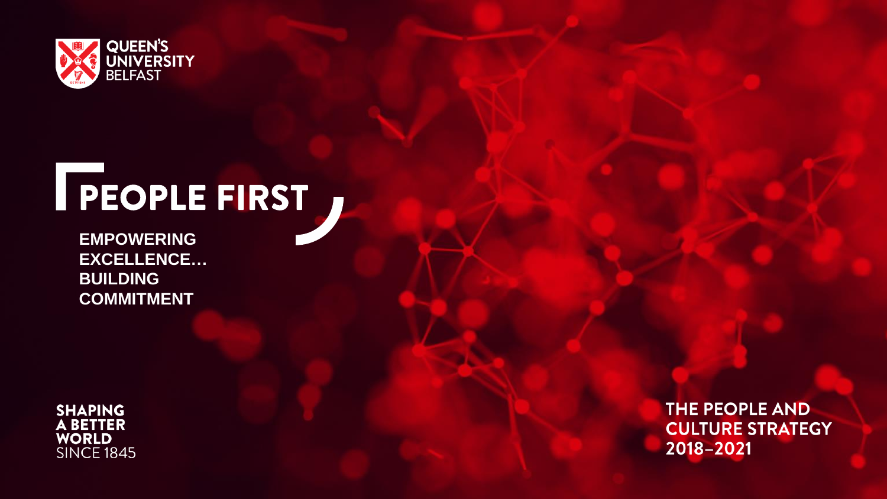QUEEN'S UNIVERSITY BELFAST

# PEOPLE FIRST

**EMPOWERING EXCELLENCE… BUILDING COMMITMENT**

**SHAPING A BETTER WORLD** SINCE 1845

**THE PEOPLE AND CULTURE STRATEGY 2018–2021**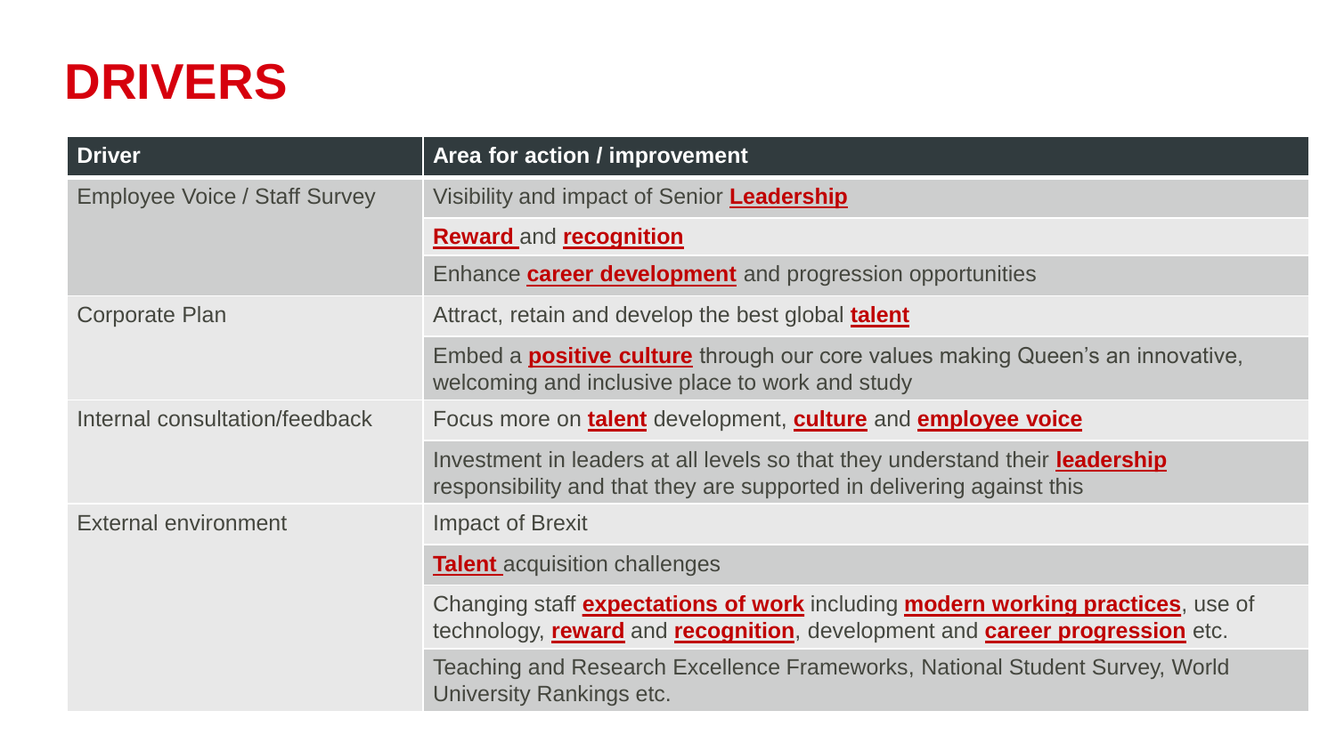# DRIVERS

| Driver | Area for action / improvement |
|---|---|
| Employee Voice / Staff Survey | Visibility and impact of Senior **Leadership** |
| | **Reward** and **recognition** |
| | Enhance **career development** and progression opportunities |
| Corporate Plan | Attract, retain and develop the best global **talent** |
| | Embed a **positive culture** through our core values making Queen's an innovative, welcoming and inclusive place to work and study |
| Internal consultation/feedback | Focus more on **talent** development, **culture** and **employee voice** |
| | Investment in leaders at all levels so that they understand their **leadership** responsibility and that they are supported in delivering against this |
| External environment | Impact of Brexit |
| | **Talent** acquisition challenges |
| | Changing staff **expectations of work** including **modern working practices**, use of technology, **reward** and **recognition**, development and **career progression** etc. |
| | Teaching and Research Excellence Frameworks, National Student Survey, World University Rankings etc. |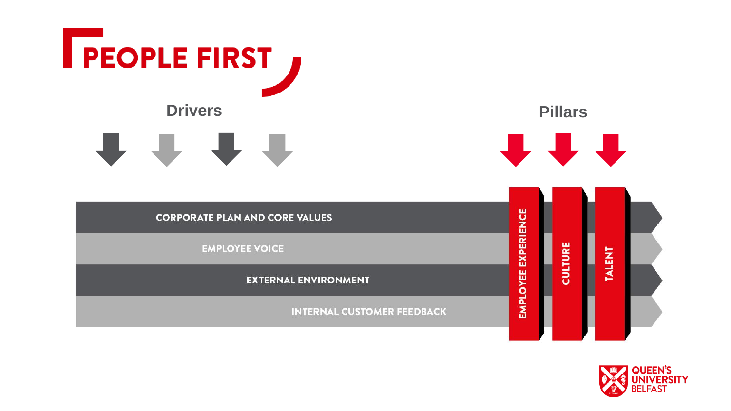# PEOPLE FIRST

## Drivers

- CORPORATE PLAN AND CORE VALUES
- EMPLOYEE VOICE
- EXTERNAL ENVIRONMENT
- INTERNAL CUSTOMER FEEDBACK

## Pillars

- EMPLOYEE EXPERIENCE
- CULTURE
- TALENT

QUEEN'S UNIVERSITY BELFAST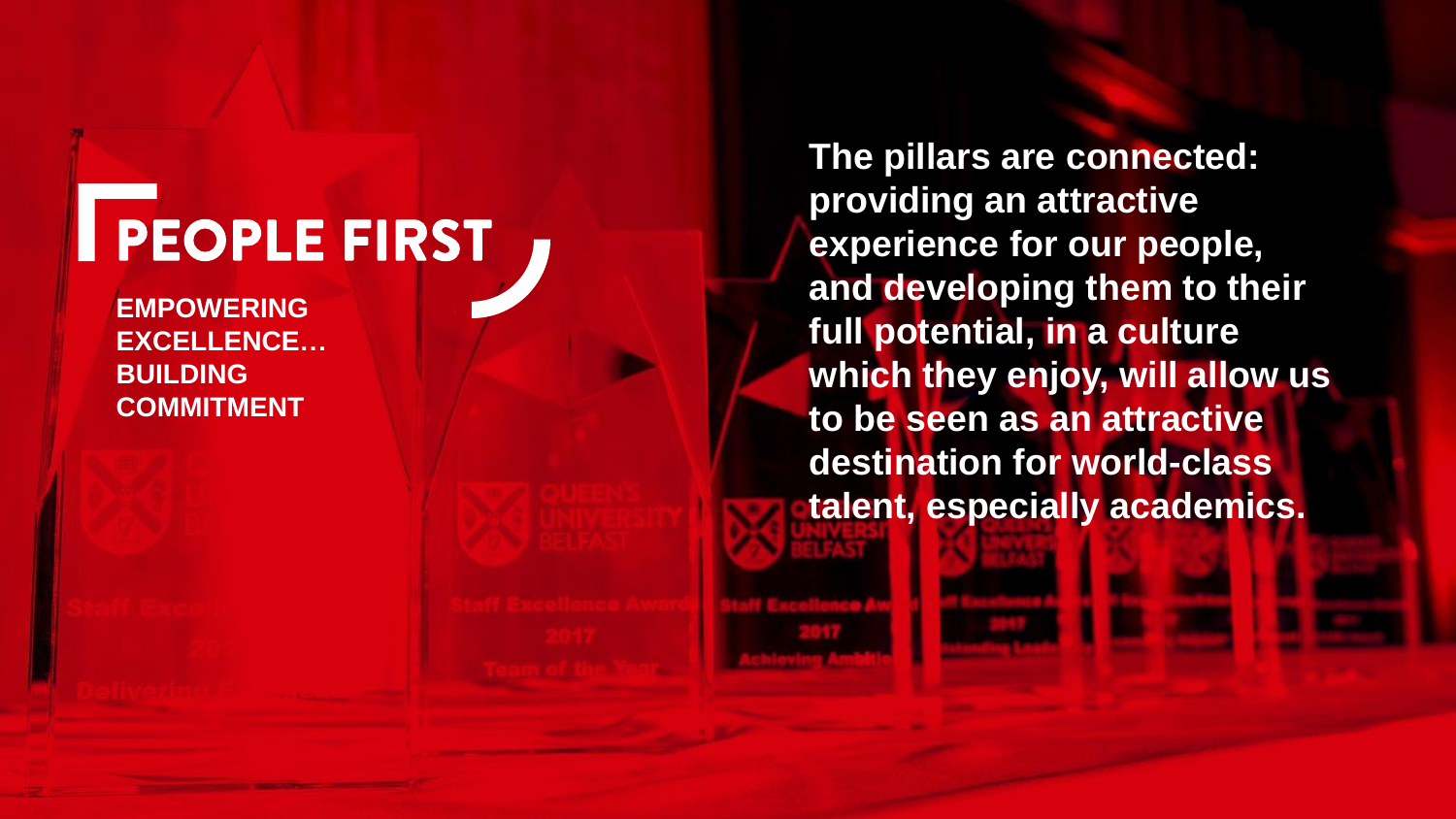# PEOPLE FIRST

**EMPOWERING EXCELLENCE… BUILDING COMMITMENT**

**The pillars are connected: providing an attractive experience for our people, and developing them to their full potential, in a culture which they enjoy, will allow us to be seen as an attractive destination for world-class talent, especially academics.**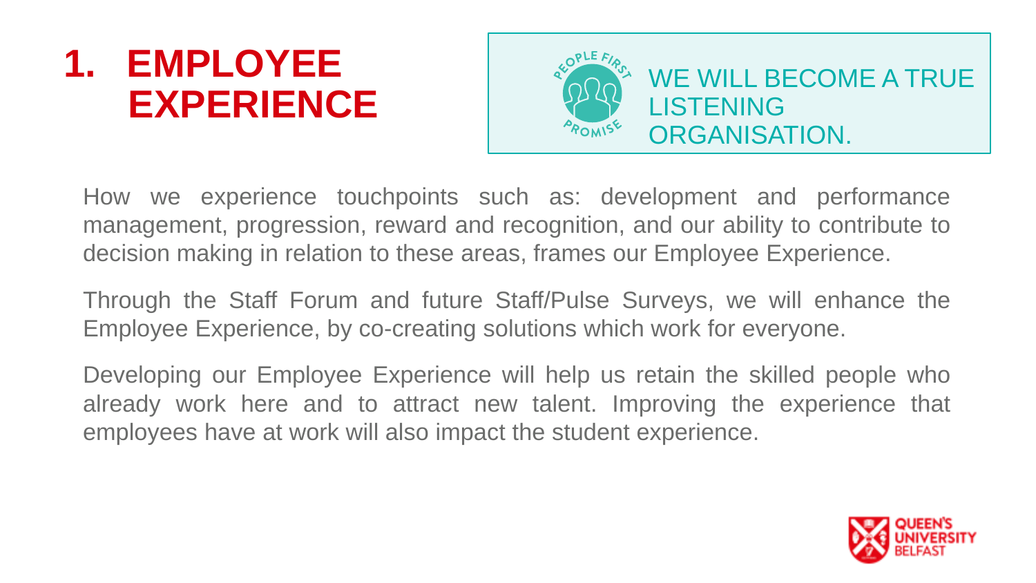# 1. EMPLOYEE EXPERIENCE

PEOPLE FIRST PROMISE

WE WILL BECOME A TRUE LISTENING ORGANISATION.

How we experience touchpoints such as: development and performance management, progression, reward and recognition, and our ability to contribute to decision making in relation to these areas, frames our Employee Experience.

Through the Staff Forum and future Staff/Pulse Surveys, we will enhance the Employee Experience, by co-creating solutions which work for everyone.

Developing our Employee Experience will help us retain the skilled people who already work here and to attract new talent. Improving the experience that employees have at work will also impact the student experience.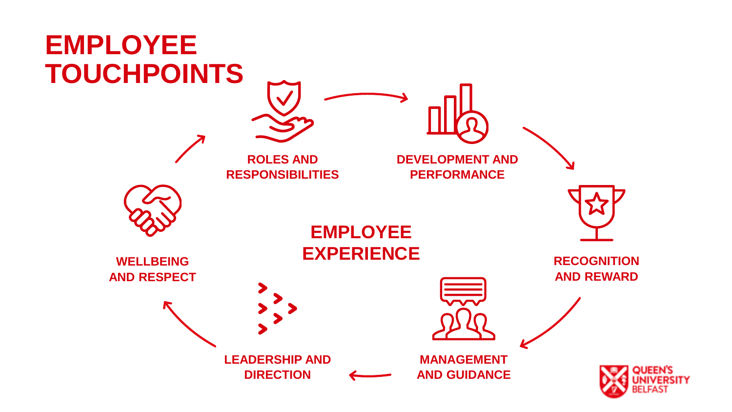# EMPLOYEE TOUCHPOINTS

**EMPLOYEE EXPERIENCE**

- ROLES AND RESPONSIBILITIES
- DEVELOPMENT AND PERFORMANCE
- RECOGNITION AND REWARD
- MANAGEMENT AND GUIDANCE
- LEADERSHIP AND DIRECTION
- WELLBEING AND RESPECT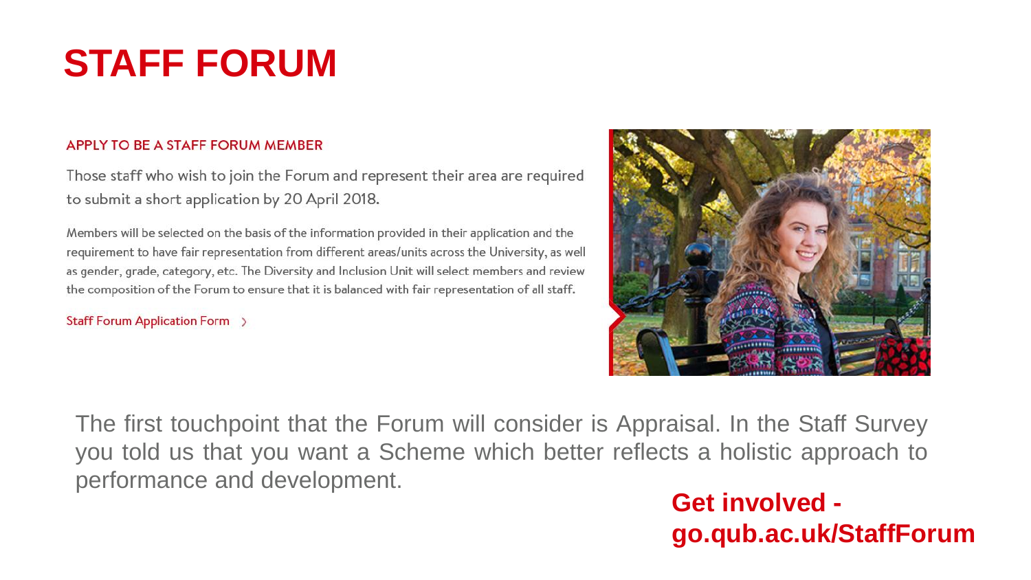# STAFF FORUM

## APPLY TO BE A STAFF FORUM MEMBER

Those staff who wish to join the Forum and represent their area are required to submit a short application by 20 April 2018.

Members will be selected on the basis of the information provided in their application and the requirement to have fair representation from different areas/units across the University, as well as gender, grade, category, etc. The Diversity and Inclusion Unit will select members and review the composition of the Forum to ensure that it is balanced with fair representation of all staff.

Staff Forum Application Form ›

The first touchpoint that the Forum will consider is Appraisal. In the Staff Survey you told us that you want a Scheme which better reflects a holistic approach to performance and development.

**Get involved - go.qub.ac.uk/StaffForum**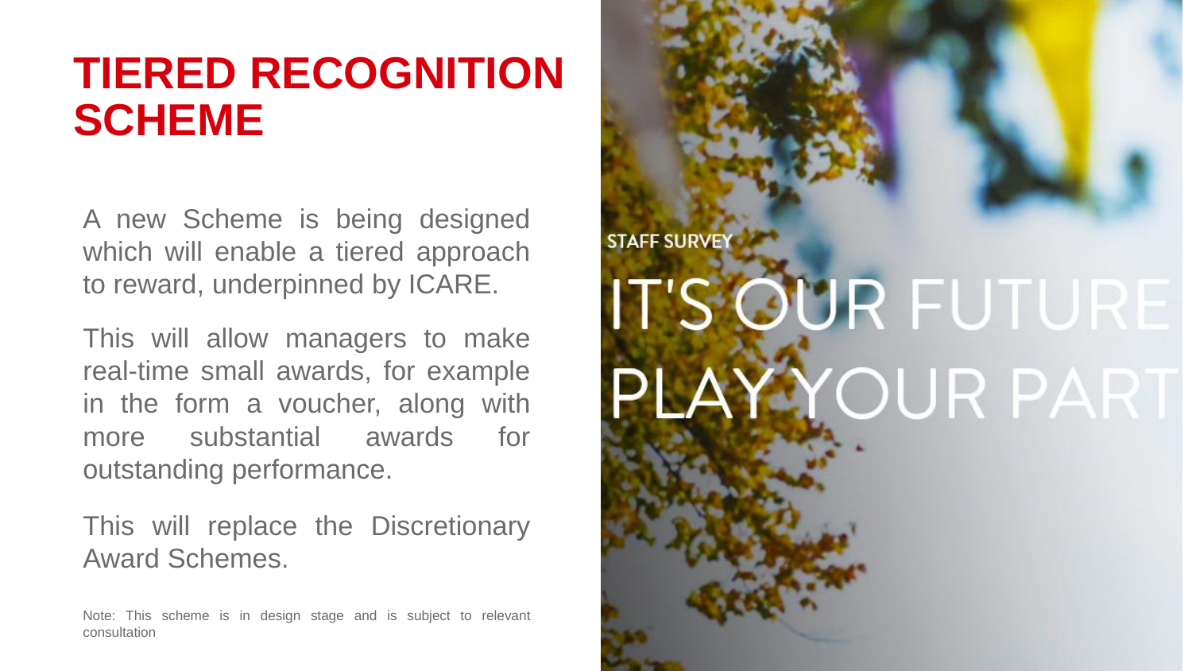# TIERED RECOGNITION SCHEME

A new Scheme is being designed which will enable a tiered approach to reward, underpinned by ICARE.

This will allow managers to make real-time small awards, for example in the form a voucher, along with more substantial awards for outstanding performance.

This will replace the Discretionary Award Schemes.

Note: This scheme is in design stage and is subject to relevant consultation

STAFF SURVEY

IT'S OUR FUTURE PLAY YOUR PART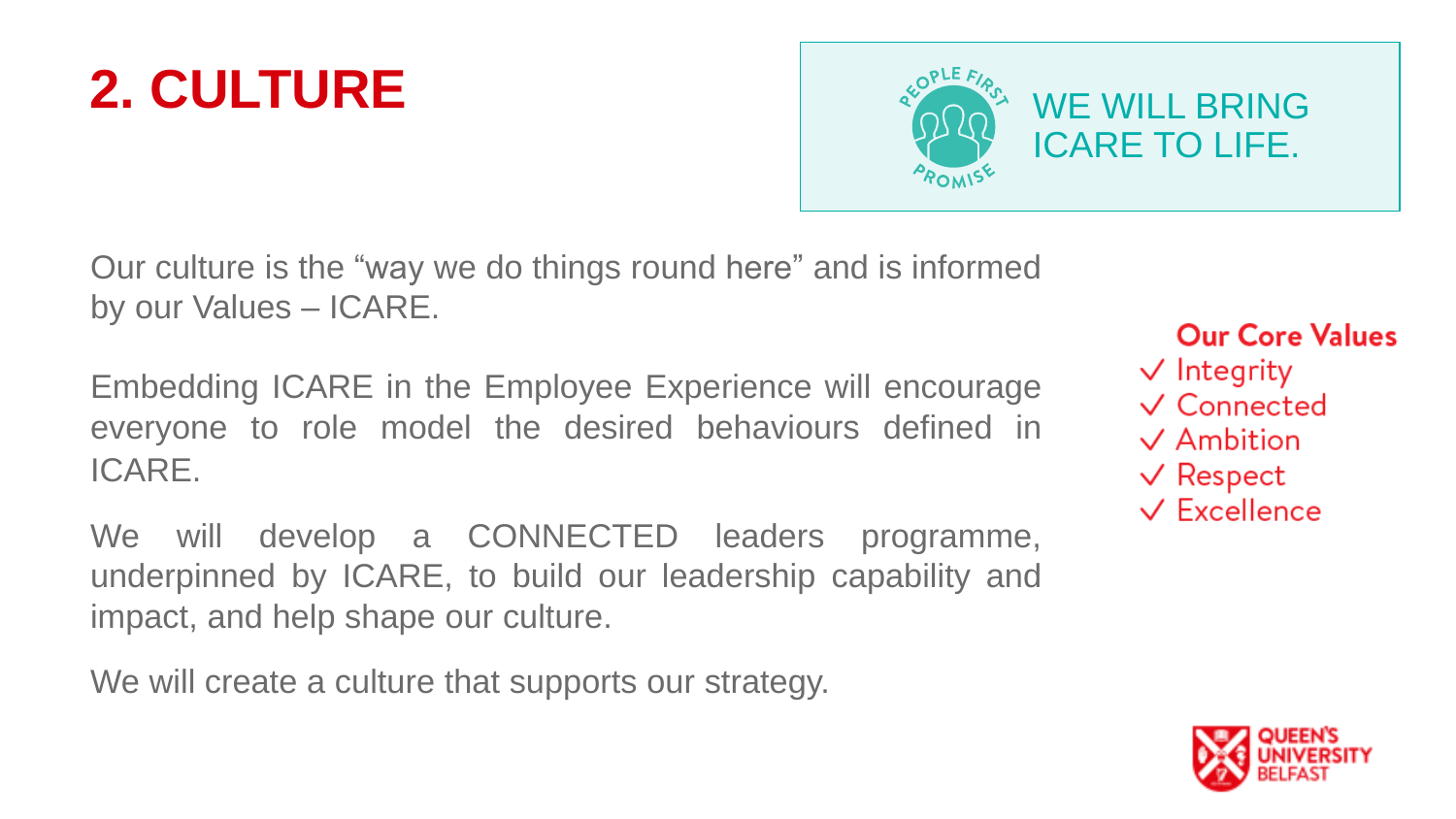# 2. CULTURE

PEOPLE FIRST PROMISE

WE WILL BRING ICARE TO LIFE.

Our culture is the "way we do things round here" and is informed by our Values – ICARE.

Embedding ICARE in the Employee Experience will encourage everyone to role model the desired behaviours defined in ICARE.

We will develop a CONNECTED leaders programme, underpinned by ICARE, to build our leadership capability and impact, and help shape our culture.

We will create a culture that supports our strategy.

**Our Core Values**

- ✓ Integrity
- ✓ Connected
- ✓ Ambition
- ✓ Respect
- ✓ Excellence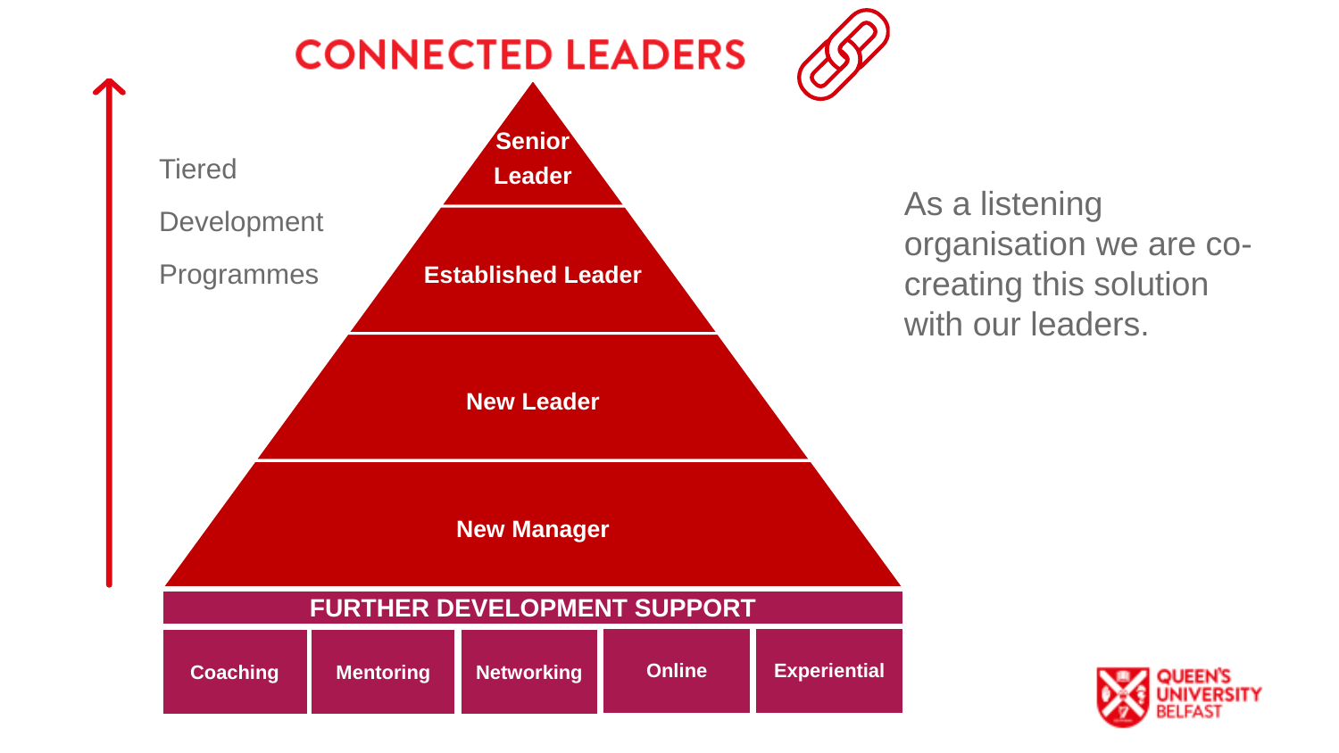# CONNECTED LEADERS

Tiered Development Programmes

- Senior Leader
- Established Leader
- New Leader
- New Manager

**FURTHER DEVELOPMENT SUPPORT**

| Coaching | Mentoring | Networking | Online | Experiential |
| --- | --- | --- | --- | --- |

As a listening organisation we are co-creating this solution with our leaders.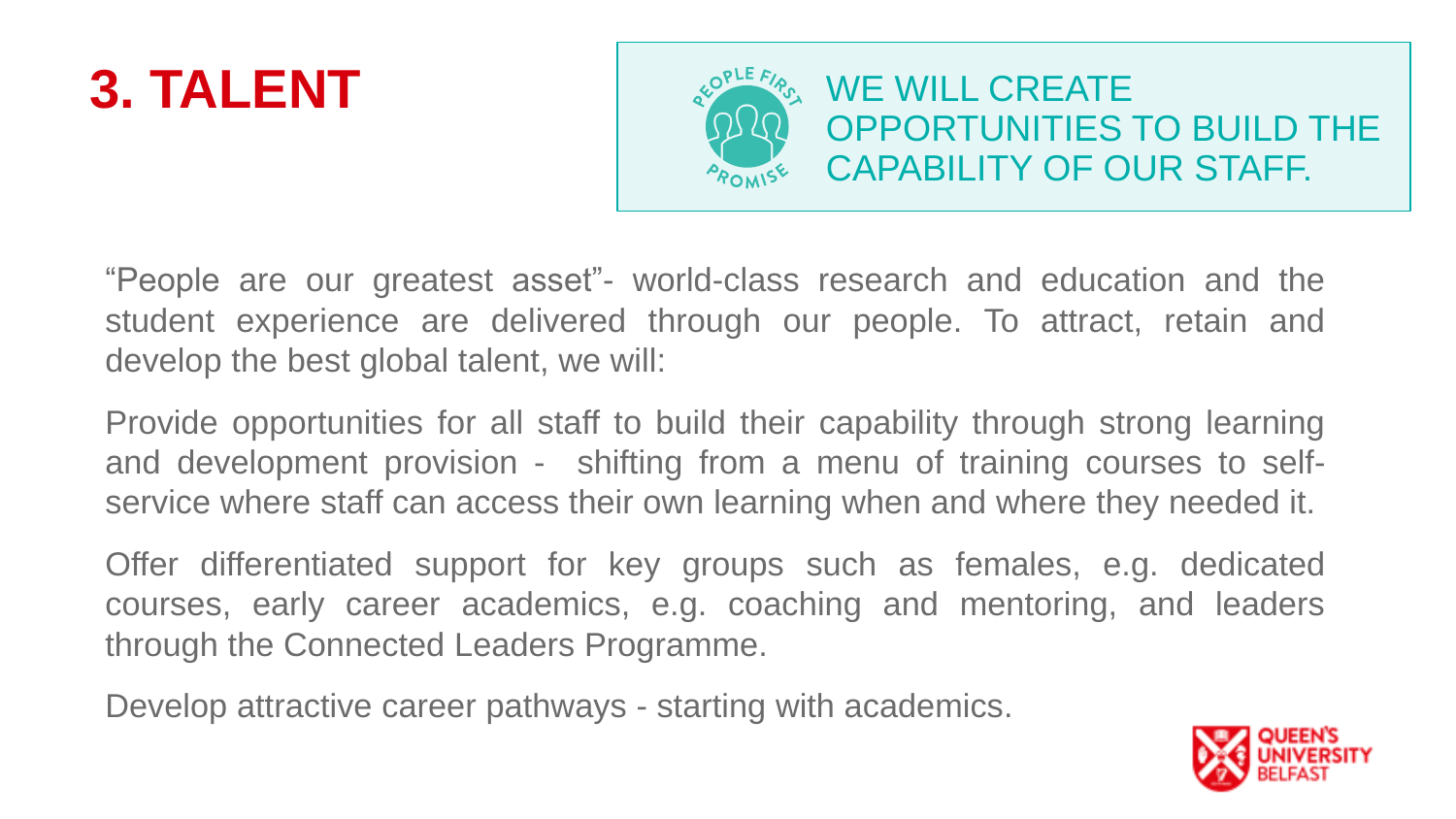# 3. TALENT

WE WILL CREATE OPPORTUNITIES TO BUILD THE CAPABILITY OF OUR STAFF.

"People are our greatest asset"- world-class research and education and the student experience are delivered through our people. To attract, retain and develop the best global talent, we will:

Provide opportunities for all staff to build their capability through strong learning and development provision - shifting from a menu of training courses to self-service where staff can access their own learning when and where they needed it.

Offer differentiated support for key groups such as females, e.g. dedicated courses, early career academics, e.g. coaching and mentoring, and leaders through the Connected Leaders Programme.

Develop attractive career pathways - starting with academics.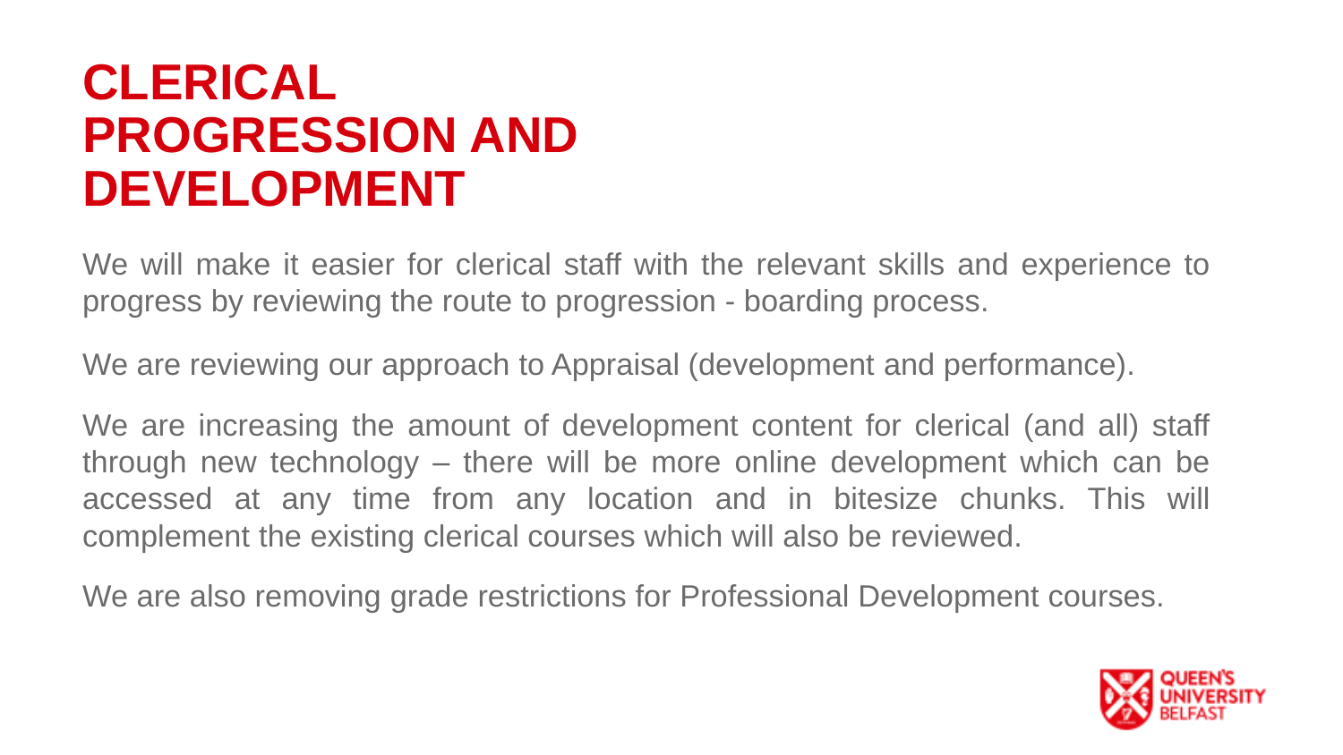# CLERICAL PROGRESSION AND DEVELOPMENT

We will make it easier for clerical staff with the relevant skills and experience to progress by reviewing the route to progression - boarding process.

We are reviewing our approach to Appraisal (development and performance).

We are increasing the amount of development content for clerical (and all) staff through new technology – there will be more online development which can be accessed at any time from any location and in bitesize chunks. This will complement the existing clerical courses which will also be reviewed.

We are also removing grade restrictions for Professional Development courses.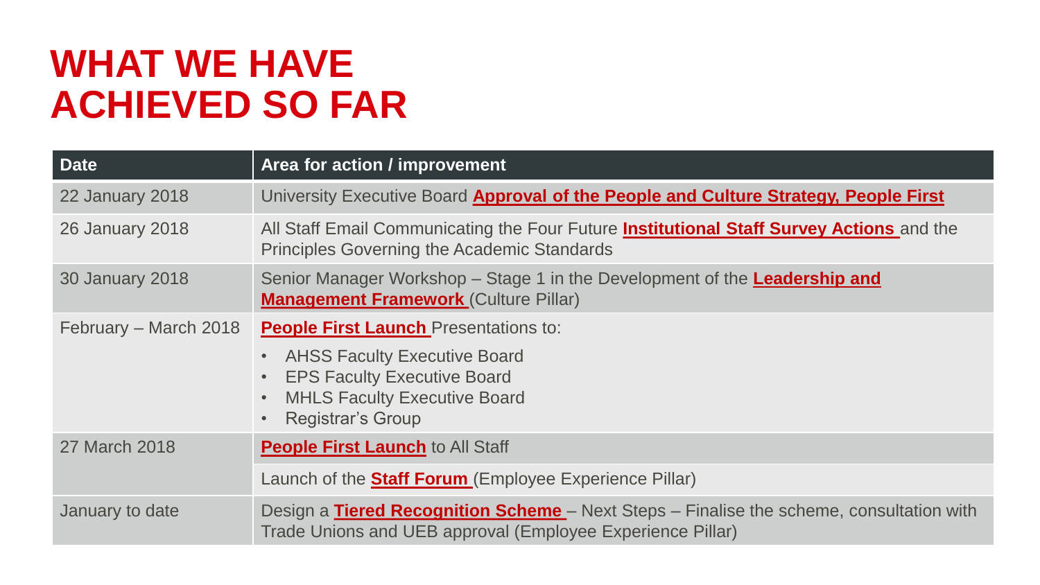# WHAT WE HAVE ACHIEVED SO FAR

| Date | Area for action / improvement |
|---|---|
| 22 January 2018 | University Executive Board **Approval of the People and Culture Strategy, People First** |
| 26 January 2018 | All Staff Email Communicating the Four Future **Institutional Staff Survey Actions** and the Principles Governing the Academic Standards |
| 30 January 2018 | Senior Manager Workshop – Stage 1 in the Development of the **Leadership and Management Framework** (Culture Pillar) |
| February – March 2018 | **People First Launch** Presentations to: <br> • AHSS Faculty Executive Board <br> • EPS Faculty Executive Board <br> • MHLS Faculty Executive Board <br> • Registrar's Group |
| 27 March 2018 | **People First Launch** to All Staff |
| | Launch of the **Staff Forum** (Employee Experience Pillar) |
| January to date | Design a **Tiered Recognition Scheme** – Next Steps – Finalise the scheme, consultation with Trade Unions and UEB approval (Employee Experience Pillar) |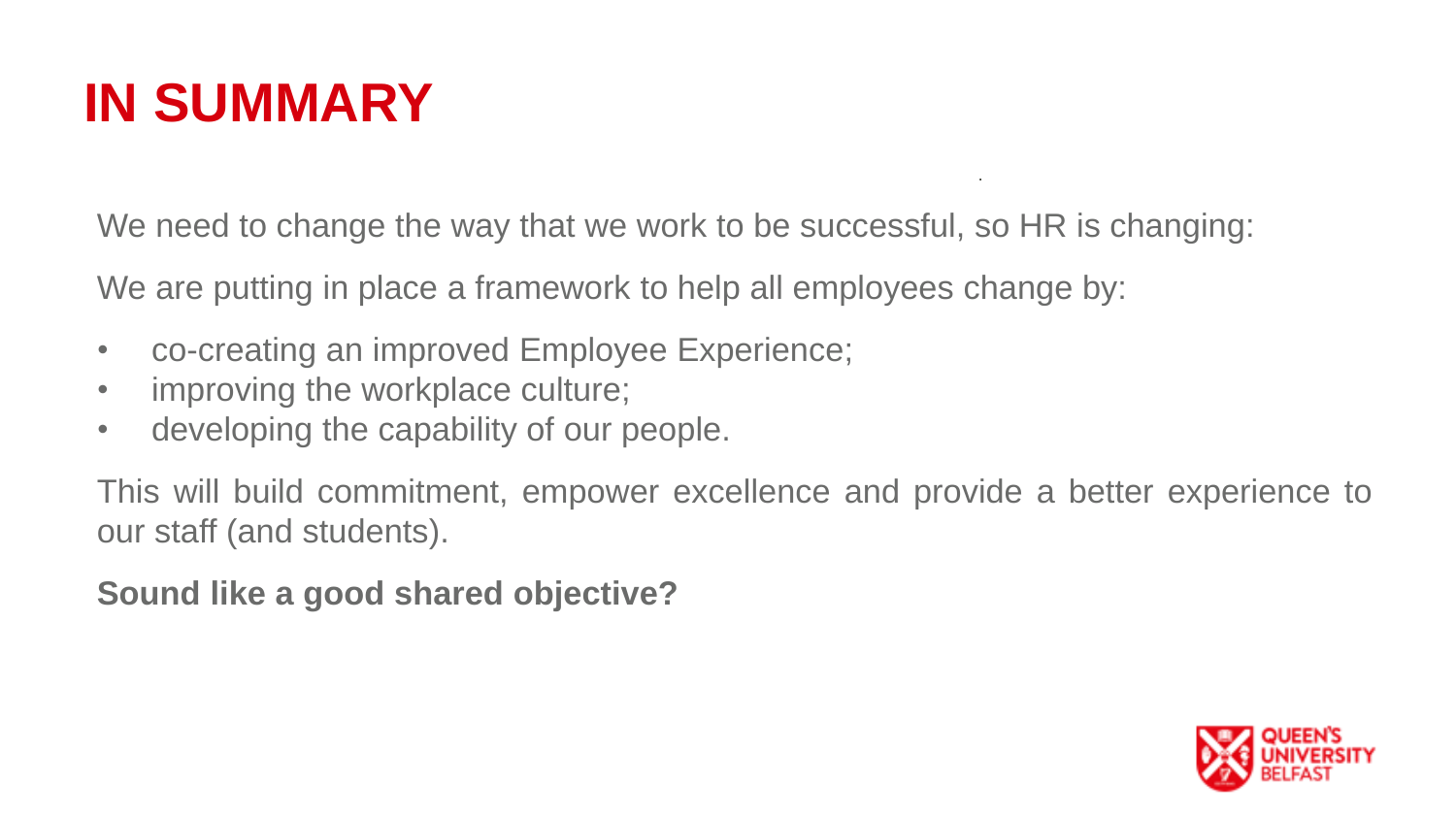# IN SUMMARY

We need to change the way that we work to be successful, so HR is changing:

We are putting in place a framework to help all employees change by:

- co-creating an improved Employee Experience;
- improving the workplace culture;
- developing the capability of our people.

This will build commitment, empower excellence and provide a better experience to our staff (and students).

**Sound like a good shared objective?**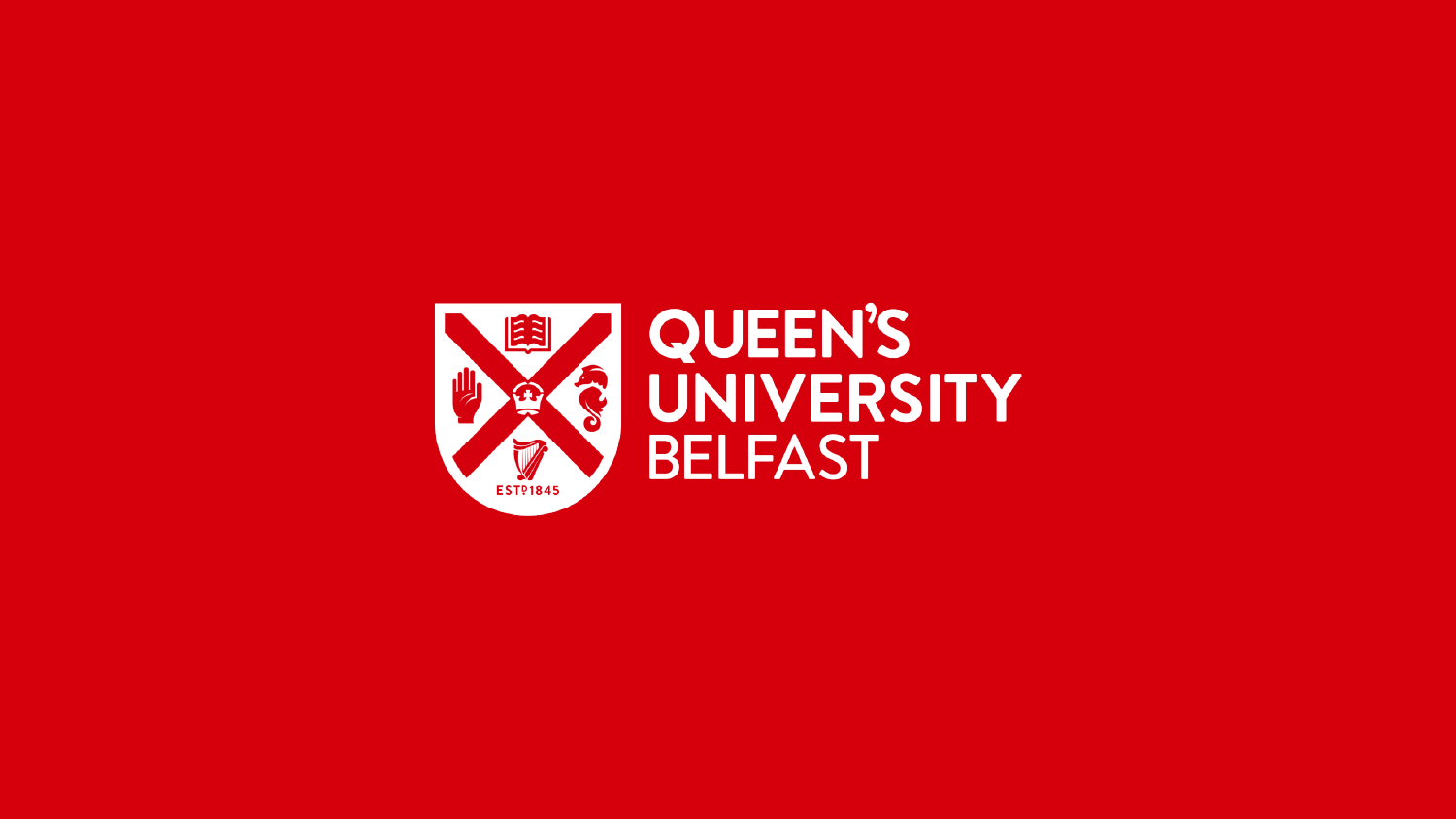QUEEN'S UNIVERSITY BELFAST

ESTD 1845